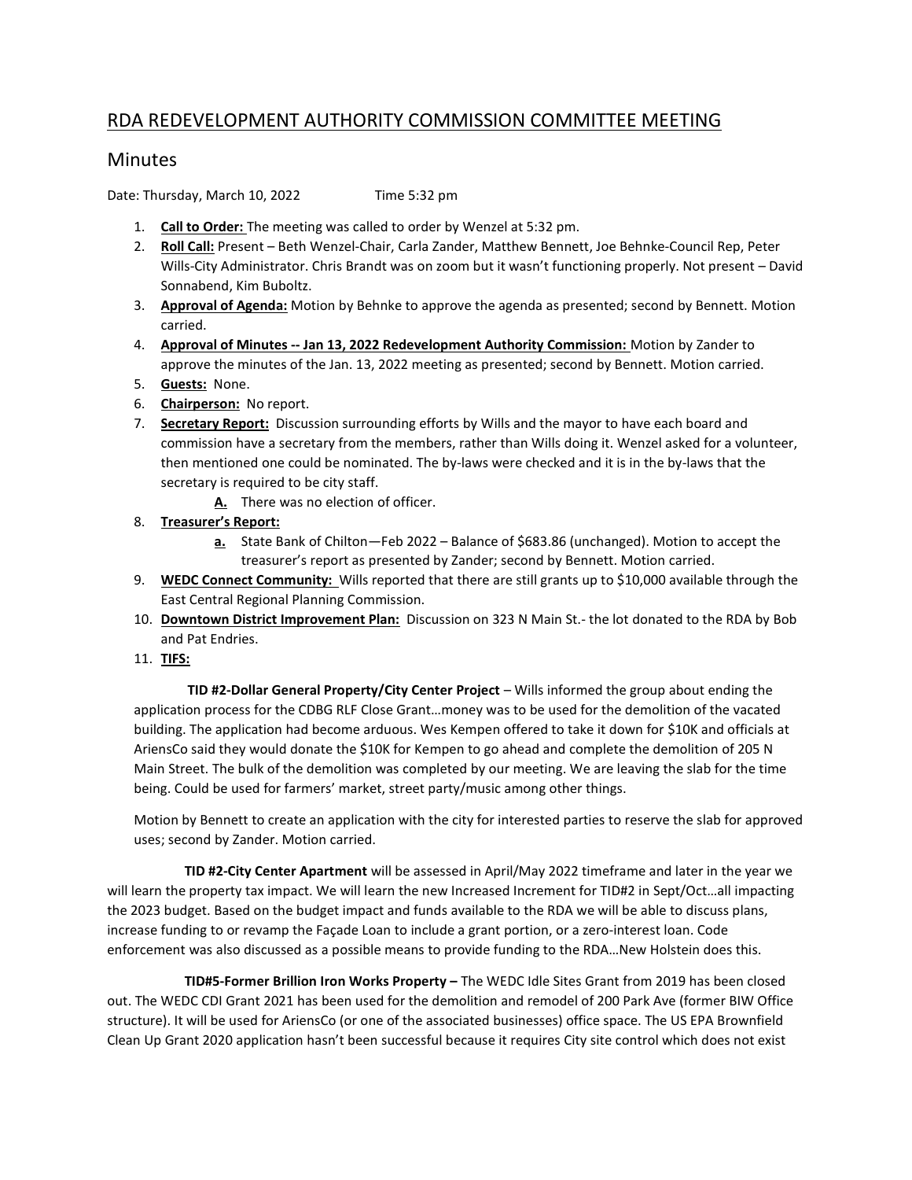# RDA REDEVELOPMENT AUTHORITY COMMISSION COMMITTEE MEETING

## Minutes

Date: Thursday, March 10, 2022 Time 5:32 pm

1. **Call to Order:** The meeting was called to order by Wenzel at 5:32 pm.
2. **Roll Call:** Present – Beth Wenzel-Chair, Carla Zander, Matthew Bennett, Joe Behnke-Council Rep, Peter Wills-City Administrator. Chris Brandt was on zoom but it wasn't functioning properly. Not present – David Sonnabend, Kim Buboltz.
3. **Approval of Agenda:** Motion by Behnke to approve the agenda as presented; second by Bennett. Motion carried.
4. **Approval of Minutes -- Jan 13, 2022 Redevelopment Authority Commission:** Motion by Zander to approve the minutes of the Jan. 13, 2022 meeting as presented; second by Bennett. Motion carried.
5. **Guests:** None.
6. **Chairperson:** No report.
7. **Secretary Report:** Discussion surrounding efforts by Wills and the mayor to have each board and commission have a secretary from the members, rather than Wills doing it. Wenzel asked for a volunteer, then mentioned one could be nominated. The by-laws were checked and it is in the by-laws that the secretary is required to be city staff.
   - **A.** There was no election of officer.
8. **Treasurer's Report:**
   - **a.** State Bank of Chilton—Feb 2022 – Balance of $683.86 (unchanged). Motion to accept the treasurer's report as presented by Zander; second by Bennett. Motion carried.
9. **WEDC Connect Community:** Wills reported that there are still grants up to $10,000 available through the East Central Regional Planning Commission.
10. **Downtown District Improvement Plan:** Discussion on 323 N Main St.- the lot donated to the RDA by Bob and Pat Endries.
11. **TIFS:**

**TID #2-Dollar General Property/City Center Project** – Wills informed the group about ending the application process for the CDBG RLF Close Grant…money was to be used for the demolition of the vacated building. The application had become arduous. Wes Kempen offered to take it down for $10K and officials at AriensCo said they would donate the $10K for Kempen to go ahead and complete the demolition of 205 N Main Street. The bulk of the demolition was completed by our meeting. We are leaving the slab for the time being. Could be used for farmers' market, street party/music among other things.

Motion by Bennett to create an application with the city for interested parties to reserve the slab for approved uses; second by Zander. Motion carried.

**TID #2-City Center Apartment** will be assessed in April/May 2022 timeframe and later in the year we will learn the property tax impact. We will learn the new Increased Increment for TID#2 in Sept/Oct…all impacting the 2023 budget. Based on the budget impact and funds available to the RDA we will be able to discuss plans, increase funding to or revamp the Façade Loan to include a grant portion, or a zero-interest loan. Code enforcement was also discussed as a possible means to provide funding to the RDA…New Holstein does this.

**TID#5-Former Brillion Iron Works Property –** The WEDC Idle Sites Grant from 2019 has been closed out. The WEDC CDI Grant 2021 has been used for the demolition and remodel of 200 Park Ave (former BIW Office structure). It will be used for AriensCo (or one of the associated businesses) office space. The US EPA Brownfield Clean Up Grant 2020 application hasn't been successful because it requires City site control which does not exist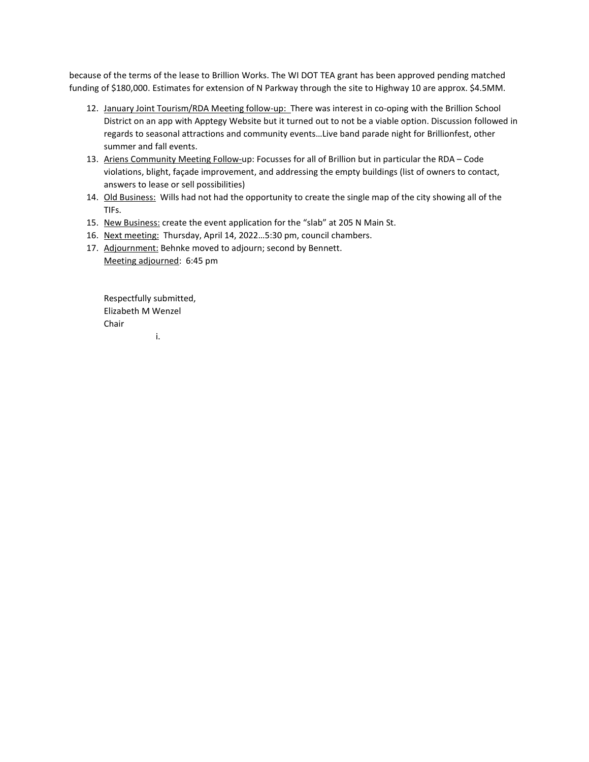because of the terms of the lease to Brillion Works. The WI DOT TEA grant has been approved pending matched funding of $180,000. Estimates for extension of N Parkway through the site to Highway 10 are approx. $4.5MM.

12. January Joint Tourism/RDA Meeting follow-up: There was interest in co-oping with the Brillion School District on an app with Apptegy Website but it turned out to not be a viable option. Discussion followed in regards to seasonal attractions and community events…Live band parade night for Brillionfest, other summer and fall events.
13. Ariens Community Meeting Follow-up: Focusses for all of Brillion but in particular the RDA – Code violations, blight, façade improvement, and addressing the empty buildings (list of owners to contact, answers to lease or sell possibilities)
14. Old Business: Wills had not had the opportunity to create the single map of the city showing all of the TIFs.
15. New Business: create the event application for the "slab" at 205 N Main St.
16. Next meeting: Thursday, April 14, 2022…5:30 pm, council chambers.
17. Adjournment: Behnke moved to adjourn; second by Bennett.
    Meeting adjourned: 6:45 pm

Respectfully submitted,
Elizabeth M Wenzel
Chair

i.